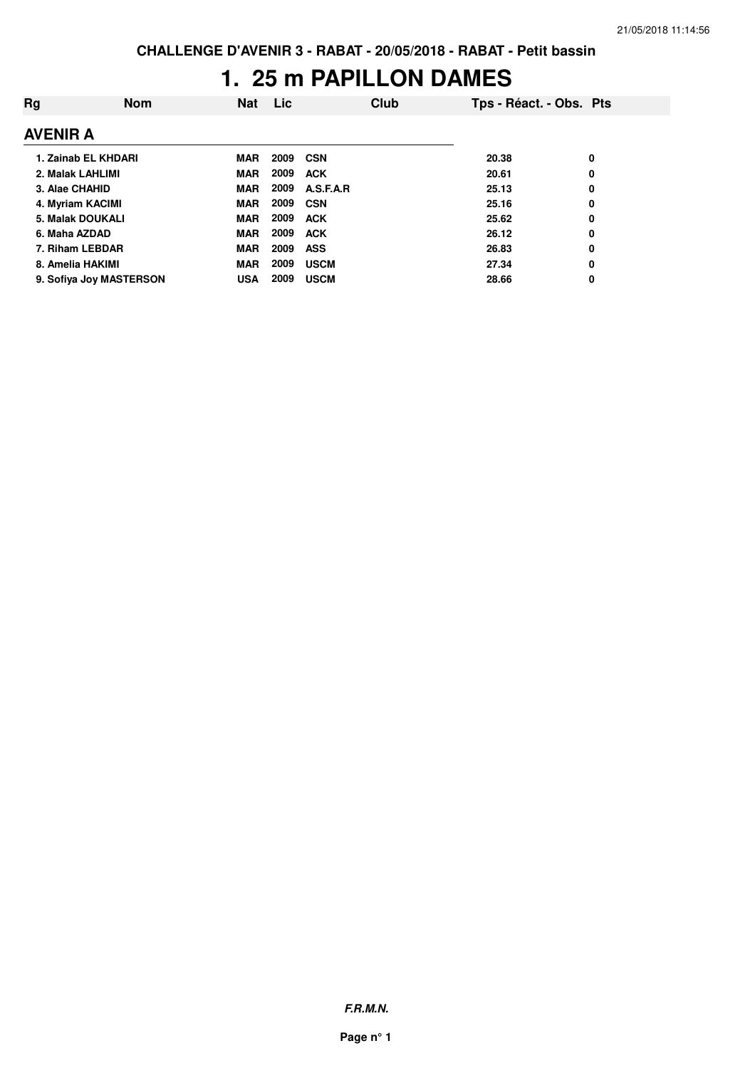**CHALLENGE D'AVENIR 3 - RABAT - 20/05/2018 - RABAT - Petit bassin**

# 1. 25 m PAPILLON DAMES

## AVENIR A

| Rg | Nom | Nat | Lic | Club | Tps - Réact. - Obs. | Pts |
|---|---|---|---|---|---|---|
| 1. | Zainab EL KHDARI | MAR | 2009 | CSN | 20.38 | 0 |
| 2. | Malak LAHLIMI | MAR | 2009 | ACK | 20.61 | 0 |
| 3. | Alae CHAHID | MAR | 2009 | A.S.F.A.R | 25.13 | 0 |
| 4. | Myriam KACIMI | MAR | 2009 | CSN | 25.16 | 0 |
| 5. | Malak DOUKALI | MAR | 2009 | ACK | 25.62 | 0 |
| 6. | Maha AZDAD | MAR | 2009 | ACK | 26.12 | 0 |
| 7. | Riham LEBDAR | MAR | 2009 | ASS | 26.83 | 0 |
| 8. | Amelia HAKIMI | MAR | 2009 | USCM | 27.34 | 0 |
| 9. | Sofiya Joy MASTERSON | USA | 2009 | USCM | 28.66 | 0 |

***F.R.M.N.***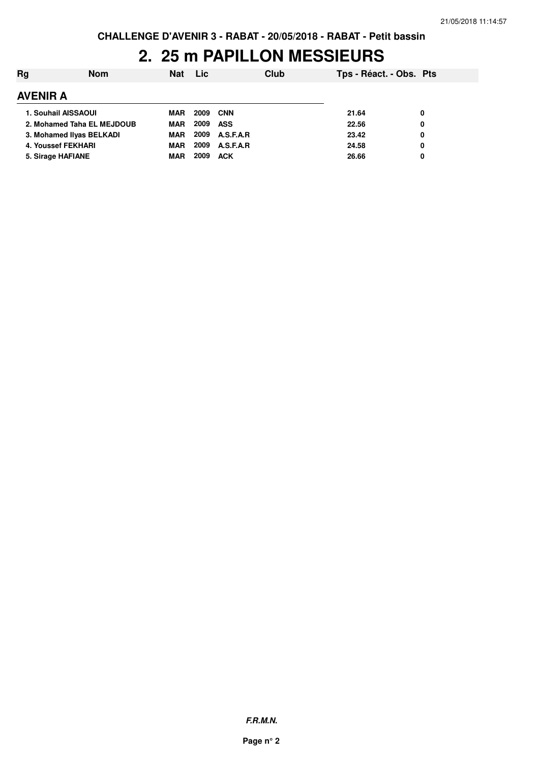CHALLENGE D'AVENIR 3 - RABAT - 20/05/2018 - RABAT - Petit bassin

# 2. 25 m PAPILLON MESSIEURS

| Rg | Nom | Nat | Lic | Club | Tps - Réact. - Obs. | Pts |
|---|---|---|---|---|---|---|
| **AVENIR A** | | | | | | |
| 1. | Souhail AISSAOUI | MAR | 2009 | CNN | 21.64 | 0 |
| 2. | Mohamed Taha EL MEJDOUB | MAR | 2009 | ASS | 22.56 | 0 |
| 3. | Mohamed Ilyas BELKADI | MAR | 2009 | A.S.F.A.R | 23.42 | 0 |
| 4. | Youssef FEKHARI | MAR | 2009 | A.S.F.A.R | 24.58 | 0 |
| 5. | Sirage HAFIANE | MAR | 2009 | ACK | 26.66 | 0 |

*F.R.M.N.*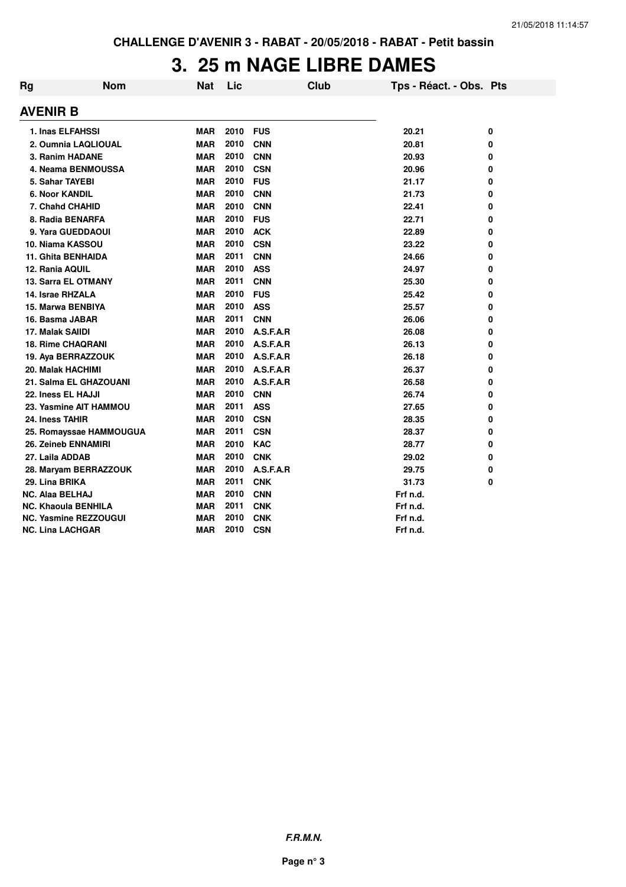CHALLENGE D'AVENIR 3 - RABAT - 20/05/2018 - RABAT - Petit bassin

# 3. 25 m NAGE LIBRE DAMES

| Rg | Nom | Nat | Lic | Club | Tps - Réact. - Obs. | Pts |
|---|---|---|---|---|---|---|
| **AVENIR B** | | | | | | |
| 1. | Inas ELFAHSSI | MAR | 2010 | FUS | 20.21 | 0 |
| 2. | Oumnia LAQLIOUAL | MAR | 2010 | CNN | 20.81 | 0 |
| 3. | Ranim HADANE | MAR | 2010 | CNN | 20.93 | 0 |
| 4. | Neama BENMOUSSA | MAR | 2010 | CSN | 20.96 | 0 |
| 5. | Sahar TAYEBI | MAR | 2010 | FUS | 21.17 | 0 |
| 6. | Noor KANDIL | MAR | 2010 | CNN | 21.73 | 0 |
| 7. | Chahd CHAHID | MAR | 2010 | CNN | 22.41 | 0 |
| 8. | Radia BENARFA | MAR | 2010 | FUS | 22.71 | 0 |
| 9. | Yara GUEDDAOUI | MAR | 2010 | ACK | 22.89 | 0 |
| 10. | Niama KASSOU | MAR | 2010 | CSN | 23.22 | 0 |
| 11. | Ghita BENHAIDA | MAR | 2011 | CNN | 24.66 | 0 |
| 12. | Rania AQUIL | MAR | 2010 | ASS | 24.97 | 0 |
| 13. | Sarra EL OTMANY | MAR | 2011 | CNN | 25.30 | 0 |
| 14. | Israe RHZALA | MAR | 2010 | FUS | 25.42 | 0 |
| 15. | Marwa BENBIYA | MAR | 2010 | ASS | 25.57 | 0 |
| 16. | Basma JABAR | MAR | 2011 | CNN | 26.06 | 0 |
| 17. | Malak SAIIDI | MAR | 2010 | A.S.F.A.R | 26.08 | 0 |
| 18. | Rime CHAQRANI | MAR | 2010 | A.S.F.A.R | 26.13 | 0 |
| 19. | Aya BERRAZZOUK | MAR | 2010 | A.S.F.A.R | 26.18 | 0 |
| 20. | Malak HACHIMI | MAR | 2010 | A.S.F.A.R | 26.37 | 0 |
| 21. | Salma EL GHAZOUANI | MAR | 2010 | A.S.F.A.R | 26.58 | 0 |
| 22. | Iness EL HAJJI | MAR | 2010 | CNN | 26.74 | 0 |
| 23. | Yasmine AIT HAMMOU | MAR | 2011 | ASS | 27.65 | 0 |
| 24. | Iness TAHIR | MAR | 2010 | CSN | 28.35 | 0 |
| 25. | Romayssae HAMMOUGUA | MAR | 2011 | CSN | 28.37 | 0 |
| 26. | Zeineb ENNAMIRI | MAR | 2010 | KAC | 28.77 | 0 |
| 27. | Laila ADDAB | MAR | 2010 | CNK | 29.02 | 0 |
| 28. | Maryam BERRAZZOUK | MAR | 2010 | A.S.F.A.R | 29.75 | 0 |
| 29. | Lina BRIKA | MAR | 2011 | CNK | 31.73 | 0 |
| NC. | Alaa BELHAJ | MAR | 2010 | CNN | Frf n.d. | |
| NC. | Khaoula BENHILA | MAR | 2011 | CNK | Frf n.d. | |
| NC. | Yasmine REZZOUGUI | MAR | 2010 | CNK | Frf n.d. | |
| NC. | Lina LACHGAR | MAR | 2010 | CSN | Frf n.d. | |

*F.R.M.N.*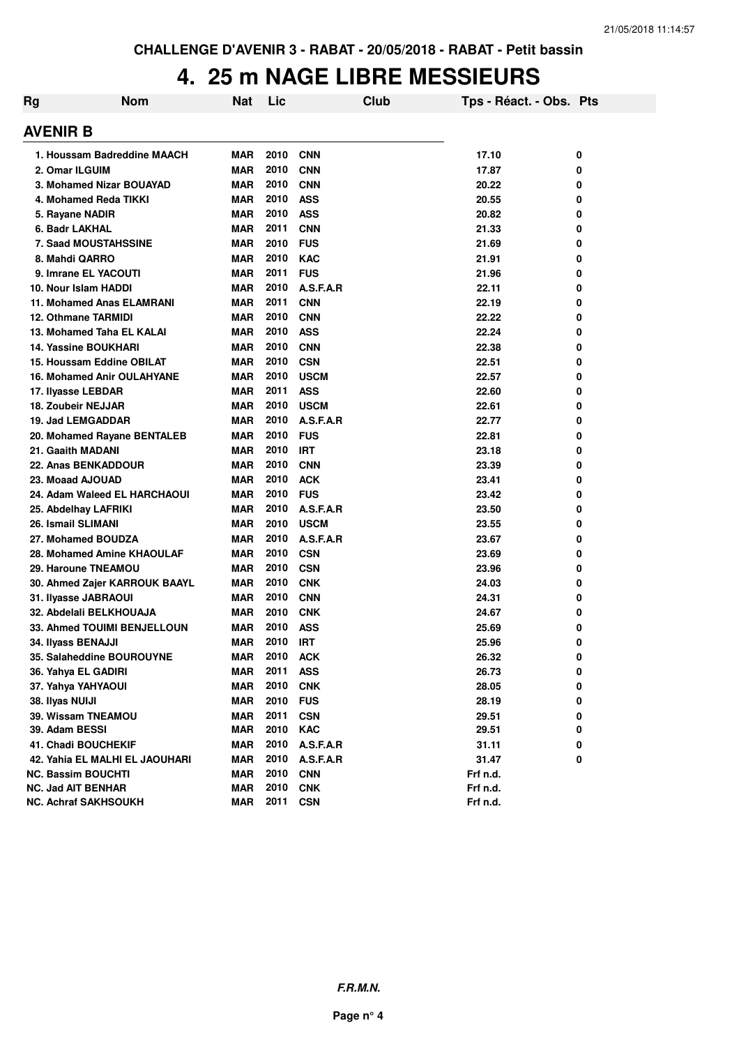CHALLENGE D'AVENIR 3 - RABAT - 20/05/2018 - RABAT - Petit bassin

# 4. 25 m NAGE LIBRE MESSIEURS

## AVENIR B

| Rg | Nom | Nat | Lic | Club | Tps - Réact. - Obs. | Pts |
|---|---|---|---|---|---|---|
| 1. | Houssam Badreddine MAACH | MAR | 2010 | CNN | 17.10 | 0 |
| 2. | Omar ILGUIM | MAR | 2010 | CNN | 17.87 | 0 |
| 3. | Mohamed Nizar BOUAYAD | MAR | 2010 | CNN | 20.22 | 0 |
| 4. | Mohamed Reda TIKKI | MAR | 2010 | ASS | 20.55 | 0 |
| 5. | Rayane NADIR | MAR | 2010 | ASS | 20.82 | 0 |
| 6. | Badr LAKHAL | MAR | 2011 | CNN | 21.33 | 0 |
| 7. | Saad MOUSTAHSSINE | MAR | 2010 | FUS | 21.69 | 0 |
| 8. | Mahdi QARRO | MAR | 2010 | KAC | 21.91 | 0 |
| 9. | Imrane EL YACOUTI | MAR | 2011 | FUS | 21.96 | 0 |
| 10. | Nour Islam HADDI | MAR | 2010 | A.S.F.A.R | 22.11 | 0 |
| 11. | Mohamed Anas ELAMRANI | MAR | 2011 | CNN | 22.19 | 0 |
| 12. | Othmane TARMIDI | MAR | 2010 | CNN | 22.22 | 0 |
| 13. | Mohamed Taha EL KALAI | MAR | 2010 | ASS | 22.24 | 0 |
| 14. | Yassine BOUKHARI | MAR | 2010 | CNN | 22.38 | 0 |
| 15. | Houssam Eddine OBILAT | MAR | 2010 | CSN | 22.51 | 0 |
| 16. | Mohamed Anir OULAHYANE | MAR | 2010 | USCM | 22.57 | 0 |
| 17. | Ilyasse LEBDAR | MAR | 2011 | ASS | 22.60 | 0 |
| 18. | Zoubeir NEJJAR | MAR | 2010 | USCM | 22.61 | 0 |
| 19. | Jad LEMGADDAR | MAR | 2010 | A.S.F.A.R | 22.77 | 0 |
| 20. | Mohamed Rayane BENTALEB | MAR | 2010 | FUS | 22.81 | 0 |
| 21. | Gaaith MADANI | MAR | 2010 | IRT | 23.18 | 0 |
| 22. | Anas BENKADDOUR | MAR | 2010 | CNN | 23.39 | 0 |
| 23. | Moaad AJOUAD | MAR | 2010 | ACK | 23.41 | 0 |
| 24. | Adam Waleed EL HARCHAOUI | MAR | 2010 | FUS | 23.42 | 0 |
| 25. | Abdelhay LAFRIKI | MAR | 2010 | A.S.F.A.R | 23.50 | 0 |
| 26. | Ismail SLIMANI | MAR | 2010 | USCM | 23.55 | 0 |
| 27. | Mohamed BOUDZA | MAR | 2010 | A.S.F.A.R | 23.67 | 0 |
| 28. | Mohamed Amine KHAOULAF | MAR | 2010 | CSN | 23.69 | 0 |
| 29. | Haroune TNEAMOU | MAR | 2010 | CSN | 23.96 | 0 |
| 30. | Ahmed Zajer KARROUK BAAYL | MAR | 2010 | CNK | 24.03 | 0 |
| 31. | Ilyasse JABRAOUI | MAR | 2010 | CNN | 24.31 | 0 |
| 32. | Abdelali BELKHOUAJA | MAR | 2010 | CNK | 24.67 | 0 |
| 33. | Ahmed TOUIMI BENJELLOUN | MAR | 2010 | ASS | 25.69 | 0 |
| 34. | Ilyass BENAJJI | MAR | 2010 | IRT | 25.96 | 0 |
| 35. | Salaheddine BOUROUYNE | MAR | 2010 | ACK | 26.32 | 0 |
| 36. | Yahya EL GADIRI | MAR | 2011 | ASS | 26.73 | 0 |
| 37. | Yahya YAHYAOUI | MAR | 2010 | CNK | 28.05 | 0 |
| 38. | Ilyas NUIJI | MAR | 2010 | FUS | 28.19 | 0 |
| 39. | Wissam TNEAMOU | MAR | 2011 | CSN | 29.51 | 0 |
| 39. | Adam BESSI | MAR | 2010 | KAC | 29.51 | 0 |
| 41. | Chadi BOUCHEKIF | MAR | 2010 | A.S.F.A.R | 31.11 | 0 |
| 42. | Yahia EL MALHI EL JAOUHARI | MAR | 2010 | A.S.F.A.R | 31.47 | 0 |
| NC. | Bassim BOUCHTI | MAR | 2010 | CNN | Frf n.d. | |
| NC. | Jad AIT BENHAR | MAR | 2010 | CNK | Frf n.d. | |
| NC. | Achraf SAKHSOUKH | MAR | 2011 | CSN | Frf n.d. | |

**F.R.M.N.**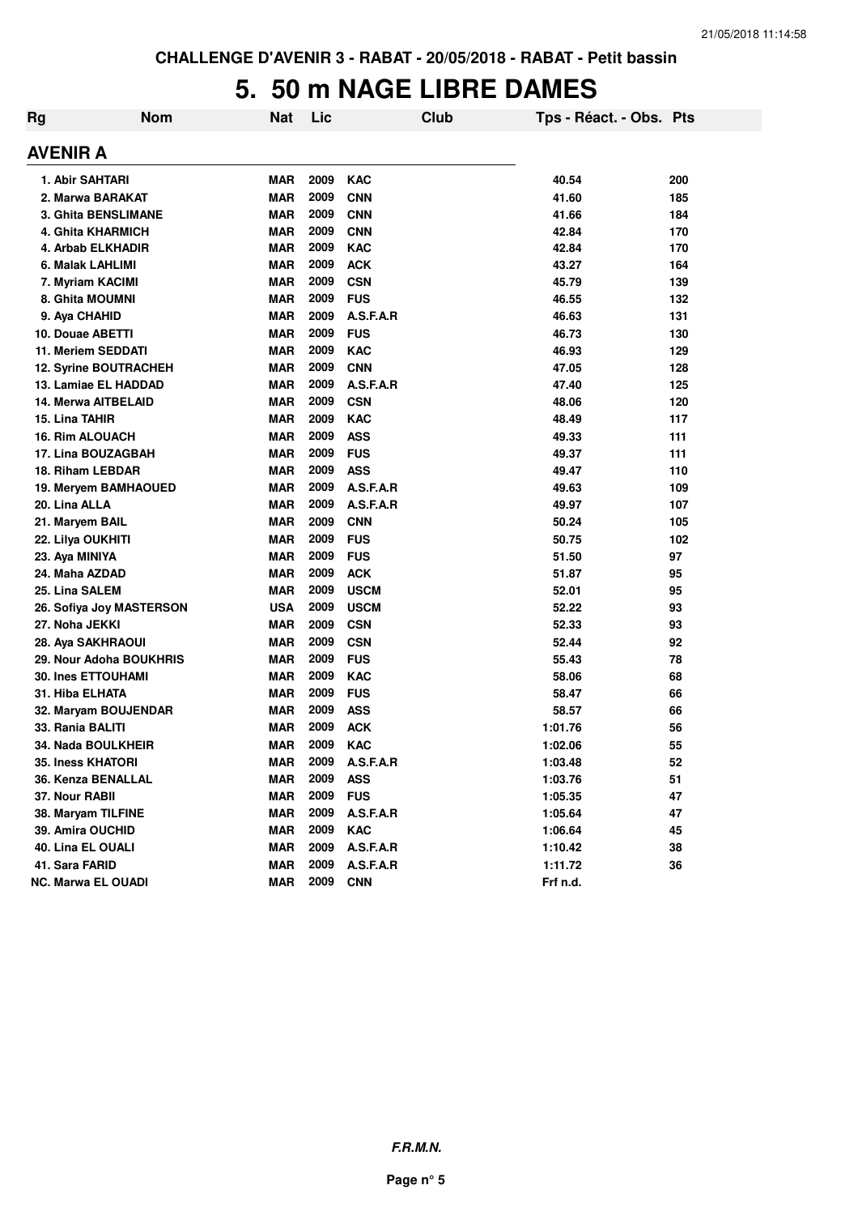CHALLENGE D'AVENIR 3 - RABAT - 20/05/2018 - RABAT - Petit bassin

# 5. 50 m NAGE LIBRE DAMES

| Rg | Nom | Nat | Lic | Club | Tps - Réact. - Obs. | Pts |
|---|---|---|---|---|---|---|
| **AVENIR A** | | | | | | |
| 1. Abir SAHTARI | | MAR | 2009 | KAC | 40.54 | 200 |
| 2. Marwa BARAKAT | | MAR | 2009 | CNN | 41.60 | 185 |
| 3. Ghita BENSLIMANE | | MAR | 2009 | CNN | 41.66 | 184 |
| 4. Ghita KHARMICH | | MAR | 2009 | CNN | 42.84 | 170 |
| 4. Arbab ELKHADIR | | MAR | 2009 | KAC | 42.84 | 170 |
| 6. Malak LAHLIMI | | MAR | 2009 | ACK | 43.27 | 164 |
| 7. Myriam KACIMI | | MAR | 2009 | CSN | 45.79 | 139 |
| 8. Ghita MOUMNI | | MAR | 2009 | FUS | 46.55 | 132 |
| 9. Aya CHAHID | | MAR | 2009 | A.S.F.A.R | 46.63 | 131 |
| 10. Douae ABETTI | | MAR | 2009 | FUS | 46.73 | 130 |
| 11. Meriem SEDDATI | | MAR | 2009 | KAC | 46.93 | 129 |
| 12. Syrine BOUTRACHEH | | MAR | 2009 | CNN | 47.05 | 128 |
| 13. Lamiae EL HADDAD | | MAR | 2009 | A.S.F.A.R | 47.40 | 125 |
| 14. Merwa AITBELAID | | MAR | 2009 | CSN | 48.06 | 120 |
| 15. Lina TAHIR | | MAR | 2009 | KAC | 48.49 | 117 |
| 16. Rim ALOUACH | | MAR | 2009 | ASS | 49.33 | 111 |
| 17. Lina BOUZAGBAH | | MAR | 2009 | FUS | 49.37 | 111 |
| 18. Riham LEBDAR | | MAR | 2009 | ASS | 49.47 | 110 |
| 19. Meryem BAMHAOUED | | MAR | 2009 | A.S.F.A.R | 49.63 | 109 |
| 20. Lina ALLA | | MAR | 2009 | A.S.F.A.R | 49.97 | 107 |
| 21. Maryem BAIL | | MAR | 2009 | CNN | 50.24 | 105 |
| 22. Lilya OUKHITI | | MAR | 2009 | FUS | 50.75 | 102 |
| 23. Aya MINIYA | | MAR | 2009 | FUS | 51.50 | 97 |
| 24. Maha AZDAD | | MAR | 2009 | ACK | 51.87 | 95 |
| 25. Lina SALEM | | MAR | 2009 | USCM | 52.01 | 95 |
| 26. Sofiya Joy MASTERSON | | USA | 2009 | USCM | 52.22 | 93 |
| 27. Noha JEKKI | | MAR | 2009 | CSN | 52.33 | 93 |
| 28. Aya SAKHRAOUI | | MAR | 2009 | CSN | 52.44 | 92 |
| 29. Nour Adoha BOUKHRIS | | MAR | 2009 | FUS | 55.43 | 78 |
| 30. Ines ETTOUHAMI | | MAR | 2009 | KAC | 58.06 | 68 |
| 31. Hiba ELHATA | | MAR | 2009 | FUS | 58.47 | 66 |
| 32. Maryam BOUJENDAR | | MAR | 2009 | ASS | 58.57 | 66 |
| 33. Rania BALITI | | MAR | 2009 | ACK | 1:01.76 | 56 |
| 34. Nada BOULKHEIR | | MAR | 2009 | KAC | 1:02.06 | 55 |
| 35. Iness KHATORI | | MAR | 2009 | A.S.F.A.R | 1:03.48 | 52 |
| 36. Kenza BENALLAL | | MAR | 2009 | ASS | 1:03.76 | 51 |
| 37. Nour RABII | | MAR | 2009 | FUS | 1:05.35 | 47 |
| 38. Maryam TILFINE | | MAR | 2009 | A.S.F.A.R | 1:05.64 | 47 |
| 39. Amira OUCHID | | MAR | 2009 | KAC | 1:06.64 | 45 |
| 40. Lina EL OUALI | | MAR | 2009 | A.S.F.A.R | 1:10.42 | 38 |
| 41. Sara FARID | | MAR | 2009 | A.S.F.A.R | 1:11.72 | 36 |
| NC. Marwa EL OUADI | | MAR | 2009 | CNN | Frf n.d. | |

F.R.M.N.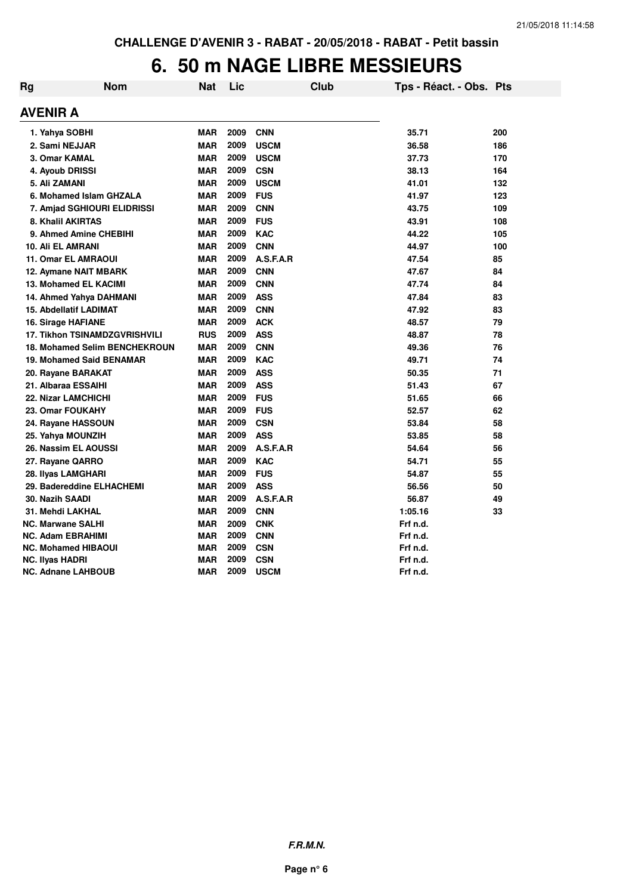CHALLENGE D'AVENIR 3 - RABAT - 20/05/2018 - RABAT - Petit bassin

# 6. 50 m NAGE LIBRE MESSIEURS

## AVENIR A

| Rg | Nom | Nat | Lic | Club | Tps - Réact. - Obs. | Pts |
|---|---|---|---|---|---|---|
| 1. | Yahya SOBHI | MAR | 2009 | CNN | 35.71 | 200 |
| 2. | Sami NEJJAR | MAR | 2009 | USCM | 36.58 | 186 |
| 3. | Omar KAMAL | MAR | 2009 | USCM | 37.73 | 170 |
| 4. | Ayoub DRISSI | MAR | 2009 | CSN | 38.13 | 164 |
| 5. | Ali ZAMANI | MAR | 2009 | USCM | 41.01 | 132 |
| 6. | Mohamed Islam GHZALA | MAR | 2009 | FUS | 41.97 | 123 |
| 7. | Amjad SGHIOURI ELIDRISSI | MAR | 2009 | CNN | 43.75 | 109 |
| 8. | Khalil AKIRTAS | MAR | 2009 | FUS | 43.91 | 108 |
| 9. | Ahmed Amine CHEBIHI | MAR | 2009 | KAC | 44.22 | 105 |
| 10. | Ali EL AMRANI | MAR | 2009 | CNN | 44.97 | 100 |
| 11. | Omar EL AMRAOUI | MAR | 2009 | A.S.F.A.R | 47.54 | 85 |
| 12. | Aymane NAIT MBARK | MAR | 2009 | CNN | 47.67 | 84 |
| 13. | Mohamed EL KACIMI | MAR | 2009 | CNN | 47.74 | 84 |
| 14. | Ahmed Yahya DAHMANI | MAR | 2009 | ASS | 47.84 | 83 |
| 15. | Abdellatif LADIMAT | MAR | 2009 | CNN | 47.92 | 83 |
| 16. | Sirage HAFIANE | MAR | 2009 | ACK | 48.57 | 79 |
| 17. | Tikhon TSINAMDZGVRISHVILI | RUS | 2009 | ASS | 48.87 | 78 |
| 18. | Mohamed Selim BENCHEKROUN | MAR | 2009 | CNN | 49.36 | 76 |
| 19. | Mohamed Said BENAMAR | MAR | 2009 | KAC | 49.71 | 74 |
| 20. | Rayane BARAKAT | MAR | 2009 | ASS | 50.35 | 71 |
| 21. | Albaraa ESSAIHI | MAR | 2009 | ASS | 51.43 | 67 |
| 22. | Nizar LAMCHICHI | MAR | 2009 | FUS | 51.65 | 66 |
| 23. | Omar FOUKAHY | MAR | 2009 | FUS | 52.57 | 62 |
| 24. | Rayane HASSOUN | MAR | 2009 | CSN | 53.84 | 58 |
| 25. | Yahya MOUNZIH | MAR | 2009 | ASS | 53.85 | 58 |
| 26. | Nassim EL AOUSSI | MAR | 2009 | A.S.F.A.R | 54.64 | 56 |
| 27. | Rayane QARRO | MAR | 2009 | KAC | 54.71 | 55 |
| 28. | Ilyas LAMGHARI | MAR | 2009 | FUS | 54.87 | 55 |
| 29. | Badereddine ELHACHEMI | MAR | 2009 | ASS | 56.56 | 50 |
| 30. | Nazih SAADI | MAR | 2009 | A.S.F.A.R | 56.87 | 49 |
| 31. | Mehdi LAKHAL | MAR | 2009 | CNN | 1:05.16 | 33 |
| NC. | Marwane SALHI | MAR | 2009 | CNK | Frf n.d. | |
| NC. | Adam EBRAHIMI | MAR | 2009 | CNN | Frf n.d. | |
| NC. | Mohamed HIBAOUI | MAR | 2009 | CSN | Frf n.d. | |
| NC. | Ilyas HADRI | MAR | 2009 | CSN | Frf n.d. | |
| NC. | Adnane LAHBOUB | MAR | 2009 | USCM | Frf n.d. | |

**F.R.M.N.**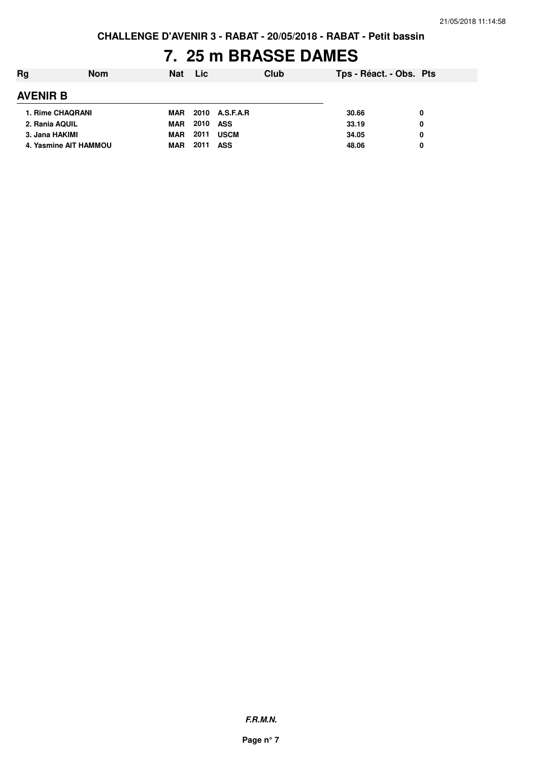**CHALLENGE D'AVENIR 3 - RABAT - 20/05/2018 - RABAT - Petit bassin**

# 7. 25 m BRASSE DAMES

| Rg | Nom | Nat | Lic | Club | Tps - Réact. - Obs. | Pts |
|---|---|---|---|---|---|---|
| **AVENIR B** | | | | | | |
| 1. | Rime CHAQRANI | MAR | 2010 | A.S.F.A.R | 30.66 | 0 |
| 2. | Rania AQUIL | MAR | 2010 | ASS | 33.19 | 0 |
| 3. | Jana HAKIMI | MAR | 2011 | USCM | 34.05 | 0 |
| 4. | Yasmine AIT HAMMOU | MAR | 2011 | ASS | 48.06 | 0 |

***F.R.M.N.***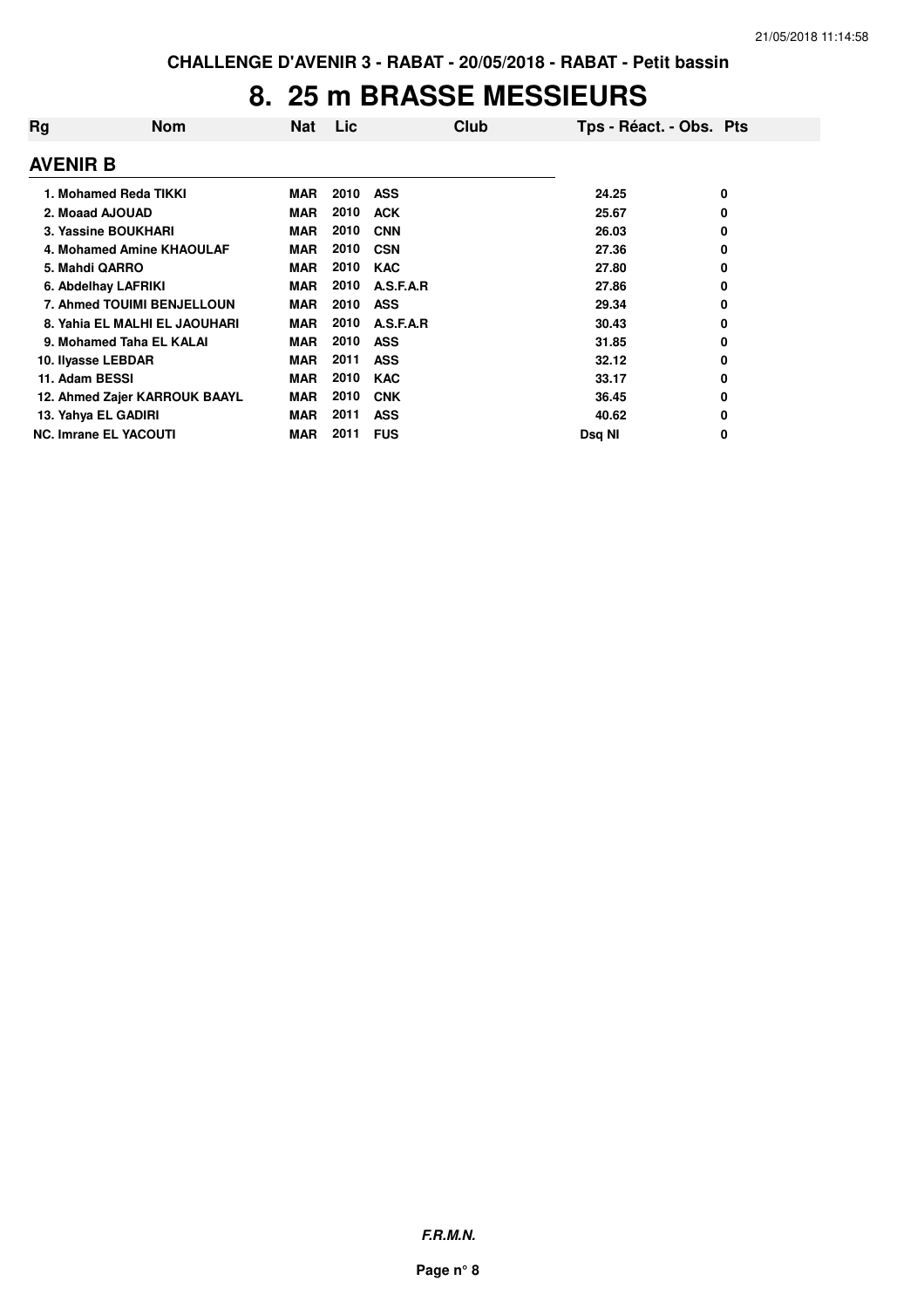CHALLENGE D'AVENIR 3 - RABAT - 20/05/2018 - RABAT - Petit bassin

# 8. 25 m BRASSE MESSIEURS

| Rg | Nom | Nat | Lic | Club | Tps - Réact. - Obs. | Pts |
|---|---|---|---|---|---|---|
| **AVENIR B** | | | | | | |
| 1. | Mohamed Reda TIKKI | MAR | 2010 | ASS | 24.25 | 0 |
| 2. | Moaad AJOUAD | MAR | 2010 | ACK | 25.67 | 0 |
| 3. | Yassine BOUKHARI | MAR | 2010 | CNN | 26.03 | 0 |
| 4. | Mohamed Amine KHAOULAF | MAR | 2010 | CSN | 27.36 | 0 |
| 5. | Mahdi QARRO | MAR | 2010 | KAC | 27.80 | 0 |
| 6. | Abdelhay LAFRIKI | MAR | 2010 | A.S.F.A.R | 27.86 | 0 |
| 7. | Ahmed TOUIMI BENJELLOUN | MAR | 2010 | ASS | 29.34 | 0 |
| 8. | Yahia EL MALHI EL JAOUHARI | MAR | 2010 | A.S.F.A.R | 30.43 | 0 |
| 9. | Mohamed Taha EL KALAI | MAR | 2010 | ASS | 31.85 | 0 |
| 10. | Ilyasse LEBDAR | MAR | 2011 | ASS | 32.12 | 0 |
| 11. | Adam BESSI | MAR | 2010 | KAC | 33.17 | 0 |
| 12. | Ahmed Zajer KARROUK BAAYL | MAR | 2010 | CNK | 36.45 | 0 |
| 13. | Yahya EL GADIRI | MAR | 2011 | ASS | 40.62 | 0 |
| NC. | Imrane EL YACOUTI | MAR | 2011 | FUS | Dsq NI | 0 |

*F.R.M.N.*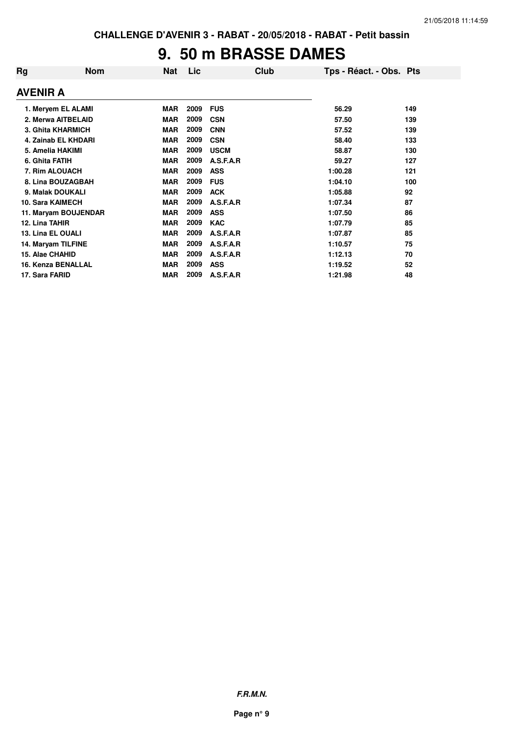CHALLENGE D'AVENIR 3 - RABAT - 20/05/2018 - RABAT - Petit bassin

# 9. 50 m BRASSE DAMES

| Rg | Nom | Nat | Lic | Club | Tps - Réact. - Obs. | Pts |
|---|---|---|---|---|---|---|
| **AVENIR A** | | | | | | |
| 1. | Meryem EL ALAMI | MAR | 2009 | FUS | 56.29 | 149 |
| 2. | Merwa AITBELAID | MAR | 2009 | CSN | 57.50 | 139 |
| 3. | Ghita KHARMICH | MAR | 2009 | CNN | 57.52 | 139 |
| 4. | Zainab EL KHDARI | MAR | 2009 | CSN | 58.40 | 133 |
| 5. | Amelia HAKIMI | MAR | 2009 | USCM | 58.87 | 130 |
| 6. | Ghita FATIH | MAR | 2009 | A.S.F.A.R | 59.27 | 127 |
| 7. | Rim ALOUACH | MAR | 2009 | ASS | 1:00.28 | 121 |
| 8. | Lina BOUZAGBAH | MAR | 2009 | FUS | 1:04.10 | 100 |
| 9. | Malak DOUKALI | MAR | 2009 | ACK | 1:05.88 | 92 |
| 10. | Sara KAIMECH | MAR | 2009 | A.S.F.A.R | 1:07.34 | 87 |
| 11. | Maryam BOUJENDAR | MAR | 2009 | ASS | 1:07.50 | 86 |
| 12. | Lina TAHIR | MAR | 2009 | KAC | 1:07.79 | 85 |
| 13. | Lina EL OUALI | MAR | 2009 | A.S.F.A.R | 1:07.87 | 85 |
| 14. | Maryam TILFINE | MAR | 2009 | A.S.F.A.R | 1:10.57 | 75 |
| 15. | Alae CHAHID | MAR | 2009 | A.S.F.A.R | 1:12.13 | 70 |
| 16. | Kenza BENALLAL | MAR | 2009 | ASS | 1:19.52 | 52 |
| 17. | Sara FARID | MAR | 2009 | A.S.F.A.R | 1:21.98 | 48 |

***F.R.M.N.***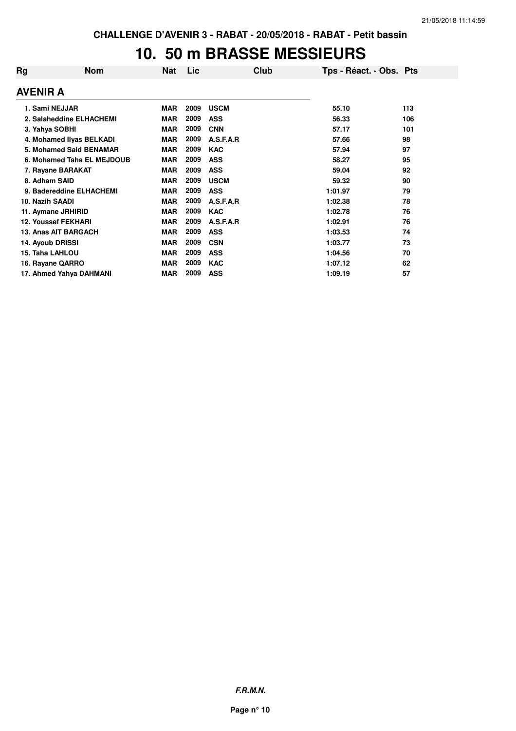CHALLENGE D'AVENIR 3 - RABAT - 20/05/2018 - RABAT - Petit bassin

# 10. 50 m BRASSE MESSIEURS

| Rg | Nom | Nat | Lic | Club | Tps - Réact. - Obs. | Pts |
|---|---|---|---|---|---|---|
| **AVENIR A** | | | | | | |
| 1. | Sami NEJJAR | MAR | 2009 | USCM | 55.10 | 113 |
| 2. | Salaheddine ELHACHEMI | MAR | 2009 | ASS | 56.33 | 106 |
| 3. | Yahya SOBHI | MAR | 2009 | CNN | 57.17 | 101 |
| 4. | Mohamed Ilyas BELKADI | MAR | 2009 | A.S.F.A.R | 57.66 | 98 |
| 5. | Mohamed Said BENAMAR | MAR | 2009 | KAC | 57.94 | 97 |
| 6. | Mohamed Taha EL MEJDOUB | MAR | 2009 | ASS | 58.27 | 95 |
| 7. | Rayane BARAKAT | MAR | 2009 | ASS | 59.04 | 92 |
| 8. | Adham SAID | MAR | 2009 | USCM | 59.32 | 90 |
| 9. | Badereddine ELHACHEMI | MAR | 2009 | ASS | 1:01.97 | 79 |
| 10. | Nazih SAADI | MAR | 2009 | A.S.F.A.R | 1:02.38 | 78 |
| 11. | Aymane JRHIRID | MAR | 2009 | KAC | 1:02.78 | 76 |
| 12. | Youssef FEKHARI | MAR | 2009 | A.S.F.A.R | 1:02.91 | 76 |
| 13. | Anas AIT BARGACH | MAR | 2009 | ASS | 1:03.53 | 74 |
| 14. | Ayoub DRISSI | MAR | 2009 | CSN | 1:03.77 | 73 |
| 15. | Taha LAHLOU | MAR | 2009 | ASS | 1:04.56 | 70 |
| 16. | Rayane QARRO | MAR | 2009 | KAC | 1:07.12 | 62 |
| 17. | Ahmed Yahya DAHMANI | MAR | 2009 | ASS | 1:09.19 | 57 |

*F.R.M.N.*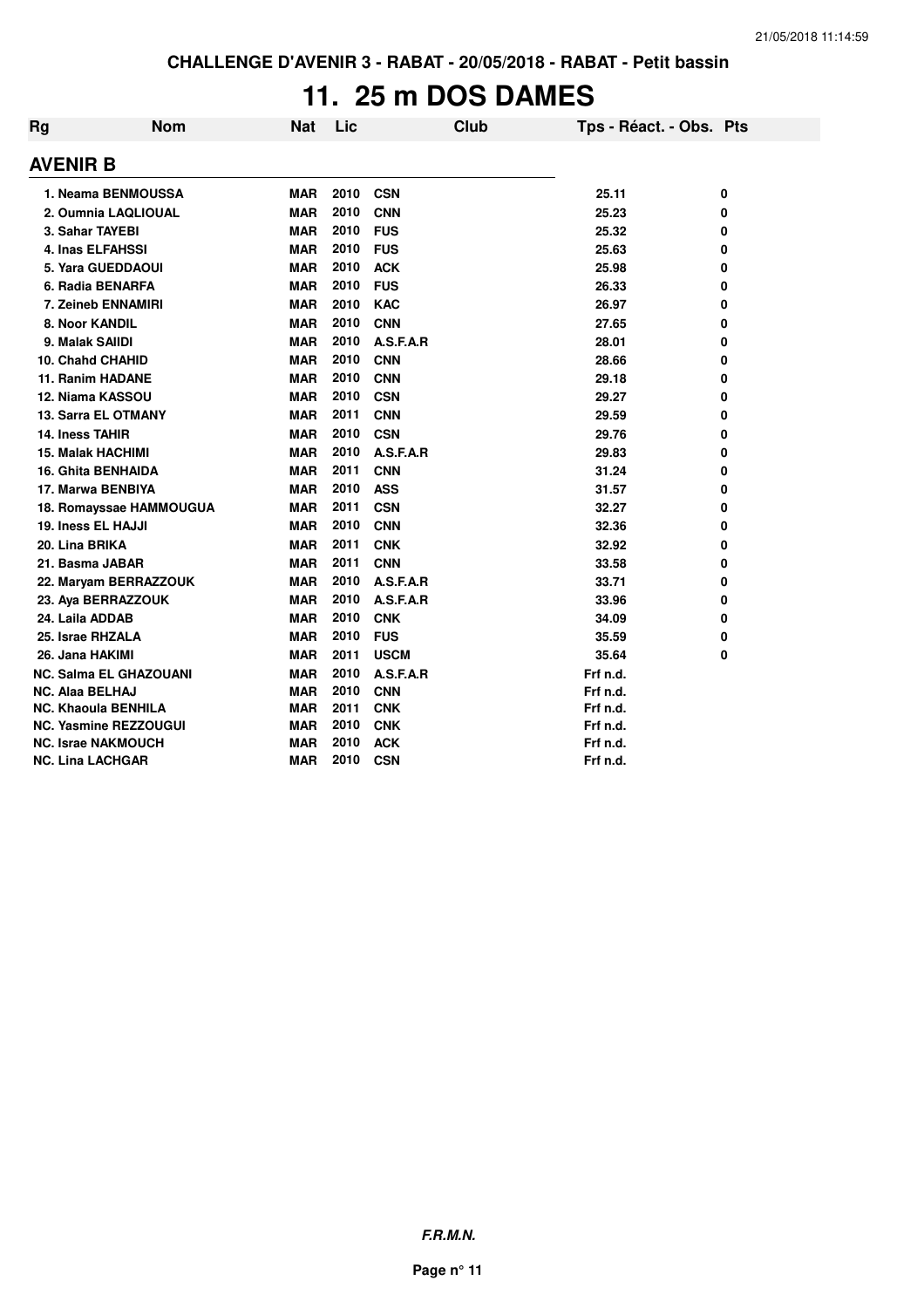# 11. 25 m DOS DAMES

| Rg | Nom | Nat | Lic | Club | Tps - Réact. - Obs. | Pts |
|---|---|---|---|---|---|---|
| **AVENIR B** | | | | | | |
| 1. | Neama BENMOUSSA | MAR | 2010 | CSN | 25.11 | 0 |
| 2. | Oumnia LAQLIOUAL | MAR | 2010 | CNN | 25.23 | 0 |
| 3. | Sahar TAYEBI | MAR | 2010 | FUS | 25.32 | 0 |
| 4. | Inas ELFAHSSI | MAR | 2010 | FUS | 25.63 | 0 |
| 5. | Yara GUEDDAOUI | MAR | 2010 | ACK | 25.98 | 0 |
| 6. | Radia BENARFA | MAR | 2010 | FUS | 26.33 | 0 |
| 7. | Zeineb ENNAMIRI | MAR | 2010 | KAC | 26.97 | 0 |
| 8. | Noor KANDIL | MAR | 2010 | CNN | 27.65 | 0 |
| 9. | Malak SAIIDI | MAR | 2010 | A.S.F.A.R | 28.01 | 0 |
| 10. | Chahd CHAHID | MAR | 2010 | CNN | 28.66 | 0 |
| 11. | Ranim HADANE | MAR | 2010 | CNN | 29.18 | 0 |
| 12. | Niama KASSOU | MAR | 2010 | CSN | 29.27 | 0 |
| 13. | Sarra EL OTMANY | MAR | 2011 | CNN | 29.59 | 0 |
| 14. | Iness TAHIR | MAR | 2010 | CSN | 29.76 | 0 |
| 15. | Malak HACHIMI | MAR | 2010 | A.S.F.A.R | 29.83 | 0 |
| 16. | Ghita BENHAIDA | MAR | 2011 | CNN | 31.24 | 0 |
| 17. | Marwa BENBIYA | MAR | 2010 | ASS | 31.57 | 0 |
| 18. | Romayssae HAMMOUGUA | MAR | 2011 | CSN | 32.27 | 0 |
| 19. | Iness EL HAJJI | MAR | 2010 | CNN | 32.36 | 0 |
| 20. | Lina BRIKA | MAR | 2011 | CNK | 32.92 | 0 |
| 21. | Basma JABAR | MAR | 2011 | CNN | 33.58 | 0 |
| 22. | Maryam BERRAZZOUK | MAR | 2010 | A.S.F.A.R | 33.71 | 0 |
| 23. | Aya BERRAZZOUK | MAR | 2010 | A.S.F.A.R | 33.96 | 0 |
| 24. | Laila ADDAB | MAR | 2010 | CNK | 34.09 | 0 |
| 25. | Israe RHZALA | MAR | 2010 | FUS | 35.59 | 0 |
| 26. | Jana HAKIMI | MAR | 2011 | USCM | 35.64 | 0 |
| NC. | Salma EL GHAZOUANI | MAR | 2010 | A.S.F.A.R | Frf n.d. | |
| NC. | Alaa BELHAJ | MAR | 2010 | CNN | Frf n.d. | |
| NC. | Khaoula BENHILA | MAR | 2011 | CNK | Frf n.d. | |
| NC. | Yasmine REZZOUGUI | MAR | 2010 | CNK | Frf n.d. | |
| NC. | Israe NAKMOUCH | MAR | 2010 | ACK | Frf n.d. | |
| NC. | Lina LACHGAR | MAR | 2010 | CSN | Frf n.d. | |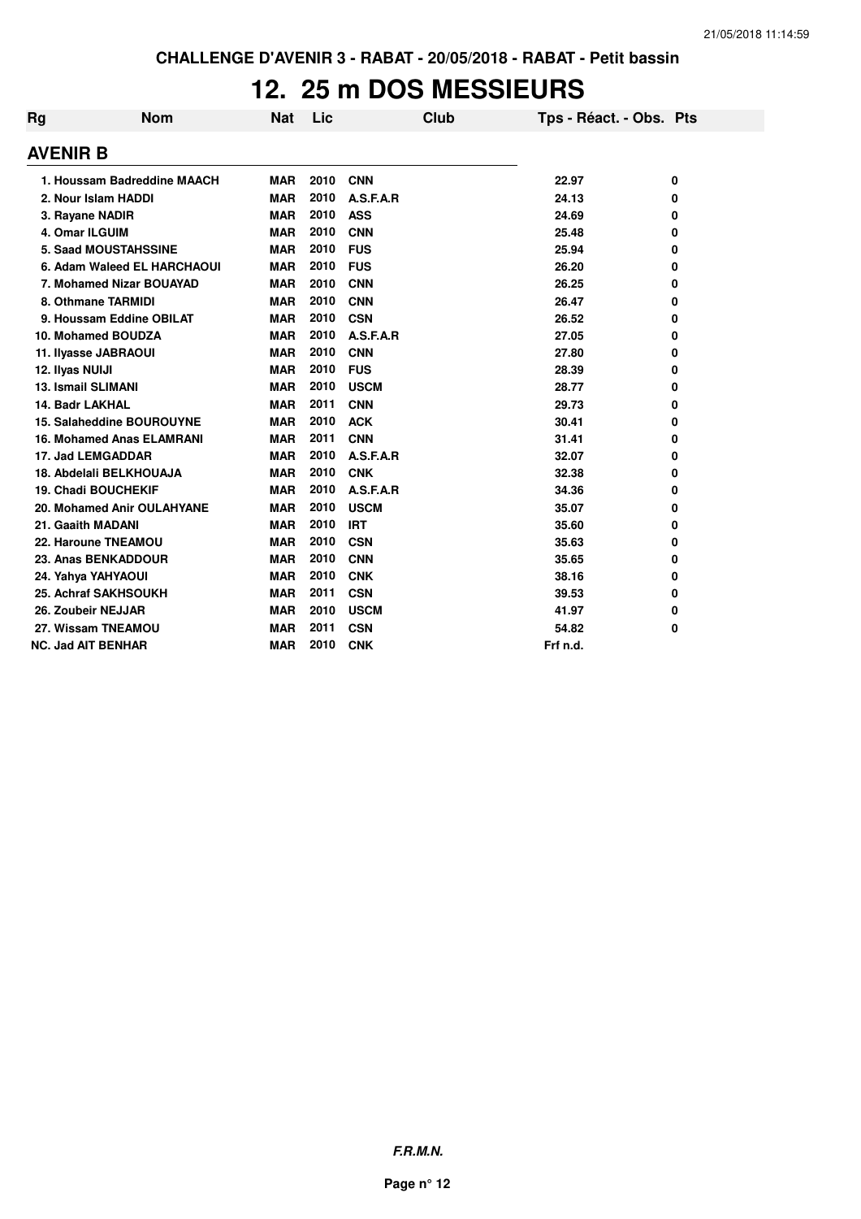CHALLENGE D'AVENIR 3 - RABAT - 20/05/2018 - RABAT - Petit bassin

# 12. 25 m DOS MESSIEURS

## AVENIR B

| Rg | Nom | Nat | Lic | Club | Tps - Réact. - Obs. | Pts |
|---|---|---|---|---|---|---|
| 1. | Houssam Badreddine MAACH | MAR | 2010 | CNN | 22.97 | 0 |
| 2. | Nour Islam HADDI | MAR | 2010 | A.S.F.A.R | 24.13 | 0 |
| 3. | Rayane NADIR | MAR | 2010 | ASS | 24.69 | 0 |
| 4. | Omar ILGUIM | MAR | 2010 | CNN | 25.48 | 0 |
| 5. | Saad MOUSTAHSSINE | MAR | 2010 | FUS | 25.94 | 0 |
| 6. | Adam Waleed EL HARCHAOUI | MAR | 2010 | FUS | 26.20 | 0 |
| 7. | Mohamed Nizar BOUAYAD | MAR | 2010 | CNN | 26.25 | 0 |
| 8. | Othmane TARMIDI | MAR | 2010 | CNN | 26.47 | 0 |
| 9. | Houssam Eddine OBILAT | MAR | 2010 | CSN | 26.52 | 0 |
| 10. | Mohamed BOUDZA | MAR | 2010 | A.S.F.A.R | 27.05 | 0 |
| 11. | Ilyasse JABRAOUI | MAR | 2010 | CNN | 27.80 | 0 |
| 12. | Ilyas NUIJI | MAR | 2010 | FUS | 28.39 | 0 |
| 13. | Ismail SLIMANI | MAR | 2010 | USCM | 28.77 | 0 |
| 14. | Badr LAKHAL | MAR | 2011 | CNN | 29.73 | 0 |
| 15. | Salaheddine BOUROUYNE | MAR | 2010 | ACK | 30.41 | 0 |
| 16. | Mohamed Anas ELAMRANI | MAR | 2011 | CNN | 31.41 | 0 |
| 17. | Jad LEMGADDAR | MAR | 2010 | A.S.F.A.R | 32.07 | 0 |
| 18. | Abdelali BELKHOUAJA | MAR | 2010 | CNK | 32.38 | 0 |
| 19. | Chadi BOUCHEKIF | MAR | 2010 | A.S.F.A.R | 34.36 | 0 |
| 20. | Mohamed Anir OULAHYANE | MAR | 2010 | USCM | 35.07 | 0 |
| 21. | Gaaith MADANI | MAR | 2010 | IRT | 35.60 | 0 |
| 22. | Haroune TNEAMOU | MAR | 2010 | CSN | 35.63 | 0 |
| 23. | Anas BENKADDOUR | MAR | 2010 | CNN | 35.65 | 0 |
| 24. | Yahya YAHYAOUI | MAR | 2010 | CNK | 38.16 | 0 |
| 25. | Achraf SAKHSOUKH | MAR | 2011 | CSN | 39.53 | 0 |
| 26. | Zoubeir NEJJAR | MAR | 2010 | USCM | 41.97 | 0 |
| 27. | Wissam TNEAMOU | MAR | 2011 | CSN | 54.82 | 0 |
| NC. | Jad AIT BENHAR | MAR | 2010 | CNK | Frf n.d. | |

**F.R.M.N.**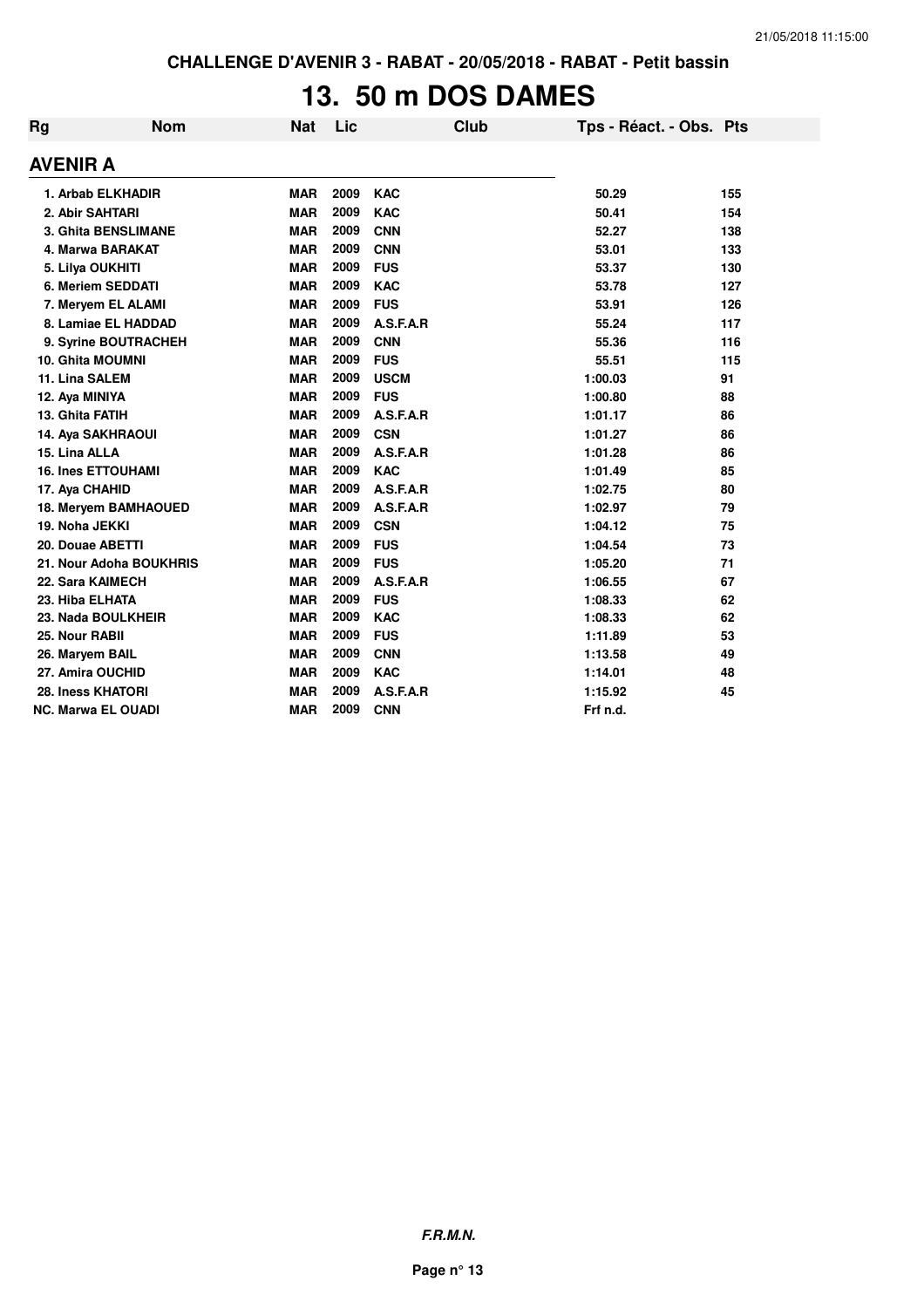CHALLENGE D'AVENIR 3 - RABAT - 20/05/2018 - RABAT - Petit bassin

# 13. 50 m DOS DAMES

| Rg | Nom | Nat | Lic | Club | Tps - Réact. - Obs. | Pts |
|---|---|---|---|---|---|---|

## AVENIR A

| Rg | Nom | Nat | Lic | Club | Tps - Réact. - Obs. | Pts |
|---|---|---|---|---|---|---|
| 1. | Arbab ELKHADIR | MAR | 2009 | KAC | 50.29 | 155 |
| 2. | Abir SAHTARI | MAR | 2009 | KAC | 50.41 | 154 |
| 3. | Ghita BENSLIMANE | MAR | 2009 | CNN | 52.27 | 138 |
| 4. | Marwa BARAKAT | MAR | 2009 | CNN | 53.01 | 133 |
| 5. | Lilya OUKHITI | MAR | 2009 | FUS | 53.37 | 130 |
| 6. | Meriem SEDDATI | MAR | 2009 | KAC | 53.78 | 127 |
| 7. | Meryem EL ALAMI | MAR | 2009 | FUS | 53.91 | 126 |
| 8. | Lamiae EL HADDAD | MAR | 2009 | A.S.F.A.R | 55.24 | 117 |
| 9. | Syrine BOUTRACHEH | MAR | 2009 | CNN | 55.36 | 116 |
| 10. | Ghita MOUMNI | MAR | 2009 | FUS | 55.51 | 115 |
| 11. | Lina SALEM | MAR | 2009 | USCM | 1:00.03 | 91 |
| 12. | Aya MINIYA | MAR | 2009 | FUS | 1:00.80 | 88 |
| 13. | Ghita FATIH | MAR | 2009 | A.S.F.A.R | 1:01.17 | 86 |
| 14. | Aya SAKHRAOUI | MAR | 2009 | CSN | 1:01.27 | 86 |
| 15. | Lina ALLA | MAR | 2009 | A.S.F.A.R | 1:01.28 | 86 |
| 16. | Ines ETTOUHAMI | MAR | 2009 | KAC | 1:01.49 | 85 |
| 17. | Aya CHAHID | MAR | 2009 | A.S.F.A.R | 1:02.75 | 80 |
| 18. | Meryem BAMHAOUED | MAR | 2009 | A.S.F.A.R | 1:02.97 | 79 |
| 19. | Noha JEKKI | MAR | 2009 | CSN | 1:04.12 | 75 |
| 20. | Douae ABETTI | MAR | 2009 | FUS | 1:04.54 | 73 |
| 21. | Nour Adoha BOUKHRIS | MAR | 2009 | FUS | 1:05.20 | 71 |
| 22. | Sara KAIMECH | MAR | 2009 | A.S.F.A.R | 1:06.55 | 67 |
| 23. | Hiba ELHATA | MAR | 2009 | FUS | 1:08.33 | 62 |
| 23. | Nada BOULKHEIR | MAR | 2009 | KAC | 1:08.33 | 62 |
| 25. | Nour RABII | MAR | 2009 | FUS | 1:11.89 | 53 |
| 26. | Maryem BAIL | MAR | 2009 | CNN | 1:13.58 | 49 |
| 27. | Amira OUCHID | MAR | 2009 | KAC | 1:14.01 | 48 |
| 28. | Iness KHATORI | MAR | 2009 | A.S.F.A.R | 1:15.92 | 45 |
| NC. | Marwa EL OUADI | MAR | 2009 | CNN | Frf n.d. | |

***F.R.M.N.***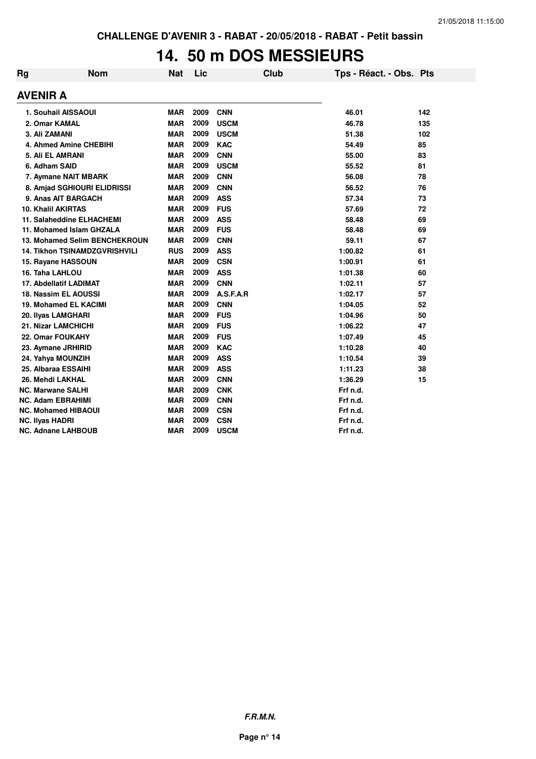CHALLENGE D'AVENIR 3 - RABAT - 20/05/2018 - RABAT - Petit bassin

# 14. 50 m DOS MESSIEURS

## AVENIR A

| Rg | Nom | Nat | Lic | Club | Tps - Réact. - Obs. | Pts |
|---|---|---|---|---|---|---|
| 1. | Souhail AISSAOUI | MAR | 2009 | CNN | 46.01 | 142 |
| 2. | Omar KAMAL | MAR | 2009 | USCM | 46.78 | 135 |
| 3. | Ali ZAMANI | MAR | 2009 | USCM | 51.38 | 102 |
| 4. | Ahmed Amine CHEBIHI | MAR | 2009 | KAC | 54.49 | 85 |
| 5. | Ali EL AMRANI | MAR | 2009 | CNN | 55.00 | 83 |
| 6. | Adham SAID | MAR | 2009 | USCM | 55.52 | 81 |
| 7. | Aymane NAIT MBARK | MAR | 2009 | CNN | 56.08 | 78 |
| 8. | Amjad SGHIOURI ELIDRISSI | MAR | 2009 | CNN | 56.52 | 76 |
| 9. | Anas AIT BARGACH | MAR | 2009 | ASS | 57.34 | 73 |
| 10. | Khalil AKIRTAS | MAR | 2009 | FUS | 57.69 | 72 |
| 11. | Salaheddine ELHACHEMI | MAR | 2009 | ASS | 58.48 | 69 |
| 11. | Mohamed Islam GHZALA | MAR | 2009 | FUS | 58.48 | 69 |
| 13. | Mohamed Selim BENCHEKROUN | MAR | 2009 | CNN | 59.11 | 67 |
| 14. | Tikhon TSINAMDZGVRISHVILI | RUS | 2009 | ASS | 1:00.82 | 61 |
| 15. | Rayane HASSOUN | MAR | 2009 | CSN | 1:00.91 | 61 |
| 16. | Taha LAHLOU | MAR | 2009 | ASS | 1:01.38 | 60 |
| 17. | Abdellatif LADIMAT | MAR | 2009 | CNN | 1:02.11 | 57 |
| 18. | Nassim EL AOUSSI | MAR | 2009 | A.S.F.A.R | 1:02.17 | 57 |
| 19. | Mohamed EL KACIMI | MAR | 2009 | CNN | 1:04.05 | 52 |
| 20. | Ilyas LAMGHARI | MAR | 2009 | FUS | 1:04.96 | 50 |
| 21. | Nizar LAMCHICHI | MAR | 2009 | FUS | 1:06.22 | 47 |
| 22. | Omar FOUKAHY | MAR | 2009 | FUS | 1:07.49 | 45 |
| 23. | Aymane JRHIRID | MAR | 2009 | KAC | 1:10.28 | 40 |
| 24. | Yahya MOUNZIH | MAR | 2009 | ASS | 1:10.54 | 39 |
| 25. | Albaraa ESSAIHI | MAR | 2009 | ASS | 1:11.23 | 38 |
| 26. | Mehdi LAKHAL | MAR | 2009 | CNN | 1:36.29 | 15 |
| NC. | Marwane SALHI | MAR | 2009 | CNK | Frf n.d. | |
| NC. | Adam EBRAHIMI | MAR | 2009 | CNN | Frf n.d. | |
| NC. | Mohamed HIBAOUI | MAR | 2009 | CSN | Frf n.d. | |
| NC. | Ilyas HADRI | MAR | 2009 | CSN | Frf n.d. | |
| NC. | Adnane LAHBOUB | MAR | 2009 | USCM | Frf n.d. | |

*F.R.M.N.*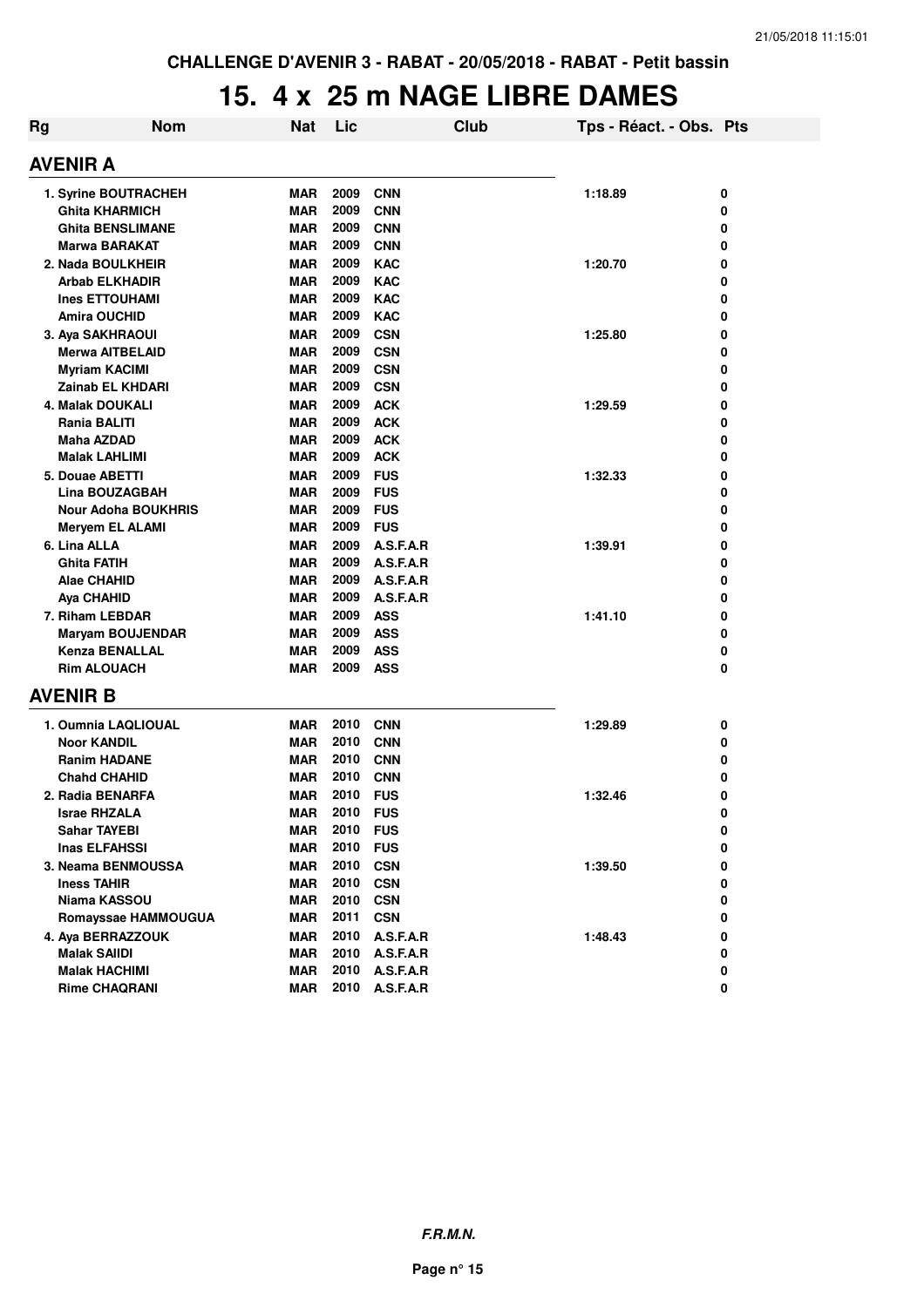CHALLENGE D'AVENIR 3 - RABAT - 20/05/2018 - RABAT - Petit bassin

# 15. 4 x 25 m NAGE LIBRE DAMES

| Rg | Nom | Nat | Lic | Club | Tps - Réact. - Obs. | Pts |
|---|---|---|---|---|---|---|
| **AVENIR A** | | | | | | |
| 1. | Syrine BOUTRACHEH | MAR | 2009 | CNN | 1:18.89 | 0 |
| | Ghita KHARMICH | MAR | 2009 | CNN | | 0 |
| | Ghita BENSLIMANE | MAR | 2009 | CNN | | 0 |
| | Marwa BARAKAT | MAR | 2009 | CNN | | 0 |
| 2. | Nada BOULKHEIR | MAR | 2009 | KAC | 1:20.70 | 0 |
| | Arbab ELKHADIR | MAR | 2009 | KAC | | 0 |
| | Ines ETTOUHAMI | MAR | 2009 | KAC | | 0 |
| | Amira OUCHID | MAR | 2009 | KAC | | 0 |
| 3. | Aya SAKHRAOUI | MAR | 2009 | CSN | 1:25.80 | 0 |
| | Merwa AITBELAID | MAR | 2009 | CSN | | 0 |
| | Myriam KACIMI | MAR | 2009 | CSN | | 0 |
| | Zainab EL KHDARI | MAR | 2009 | CSN | | 0 |
| 4. | Malak DOUKALI | MAR | 2009 | ACK | 1:29.59 | 0 |
| | Rania BALITI | MAR | 2009 | ACK | | 0 |
| | Maha AZDAD | MAR | 2009 | ACK | | 0 |
| | Malak LAHLIMI | MAR | 2009 | ACK | | 0 |
| 5. | Douae ABETTI | MAR | 2009 | FUS | 1:32.33 | 0 |
| | Lina BOUZAGBAH | MAR | 2009 | FUS | | 0 |
| | Nour Adoha BOUKHRIS | MAR | 2009 | FUS | | 0 |
| | Meryem EL ALAMI | MAR | 2009 | FUS | | 0 |
| 6. | Lina ALLA | MAR | 2009 | A.S.F.A.R | 1:39.91 | 0 |
| | Ghita FATIH | MAR | 2009 | A.S.F.A.R | | 0 |
| | Alae CHAHID | MAR | 2009 | A.S.F.A.R | | 0 |
| | Aya CHAHID | MAR | 2009 | A.S.F.A.R | | 0 |
| 7. | Riham LEBDAR | MAR | 2009 | ASS | 1:41.10 | 0 |
| | Maryam BOUJENDAR | MAR | 2009 | ASS | | 0 |
| | Kenza BENALLAL | MAR | 2009 | ASS | | 0 |
| | Rim ALOUACH | MAR | 2009 | ASS | | 0 |
| **AVENIR B** | | | | | | |
| 1. | Oumnia LAQLIOUAL | MAR | 2010 | CNN | 1:29.89 | 0 |
| | Noor KANDIL | MAR | 2010 | CNN | | 0 |
| | Ranim HADANE | MAR | 2010 | CNN | | 0 |
| | Chahd CHAHID | MAR | 2010 | CNN | | 0 |
| 2. | Radia BENARFA | MAR | 2010 | FUS | 1:32.46 | 0 |
| | Israe RHZALA | MAR | 2010 | FUS | | 0 |
| | Sahar TAYEBI | MAR | 2010 | FUS | | 0 |
| | Inas ELFAHSSI | MAR | 2010 | FUS | | 0 |
| 3. | Neama BENMOUSSA | MAR | 2010 | CSN | 1:39.50 | 0 |
| | Iness TAHIR | MAR | 2010 | CSN | | 0 |
| | Niama KASSOU | MAR | 2010 | CSN | | 0 |
| | Romayssae HAMMOUGUA | MAR | 2011 | CSN | | 0 |
| 4. | Aya BERRAZZOUK | MAR | 2010 | A.S.F.A.R | 1:48.43 | 0 |
| | Malak SAIIDI | MAR | 2010 | A.S.F.A.R | | 0 |
| | Malak HACHIMI | MAR | 2010 | A.S.F.A.R | | 0 |
| | Rime CHAQRANI | MAR | 2010 | A.S.F.A.R | | 0 |

*F.R.M.N.*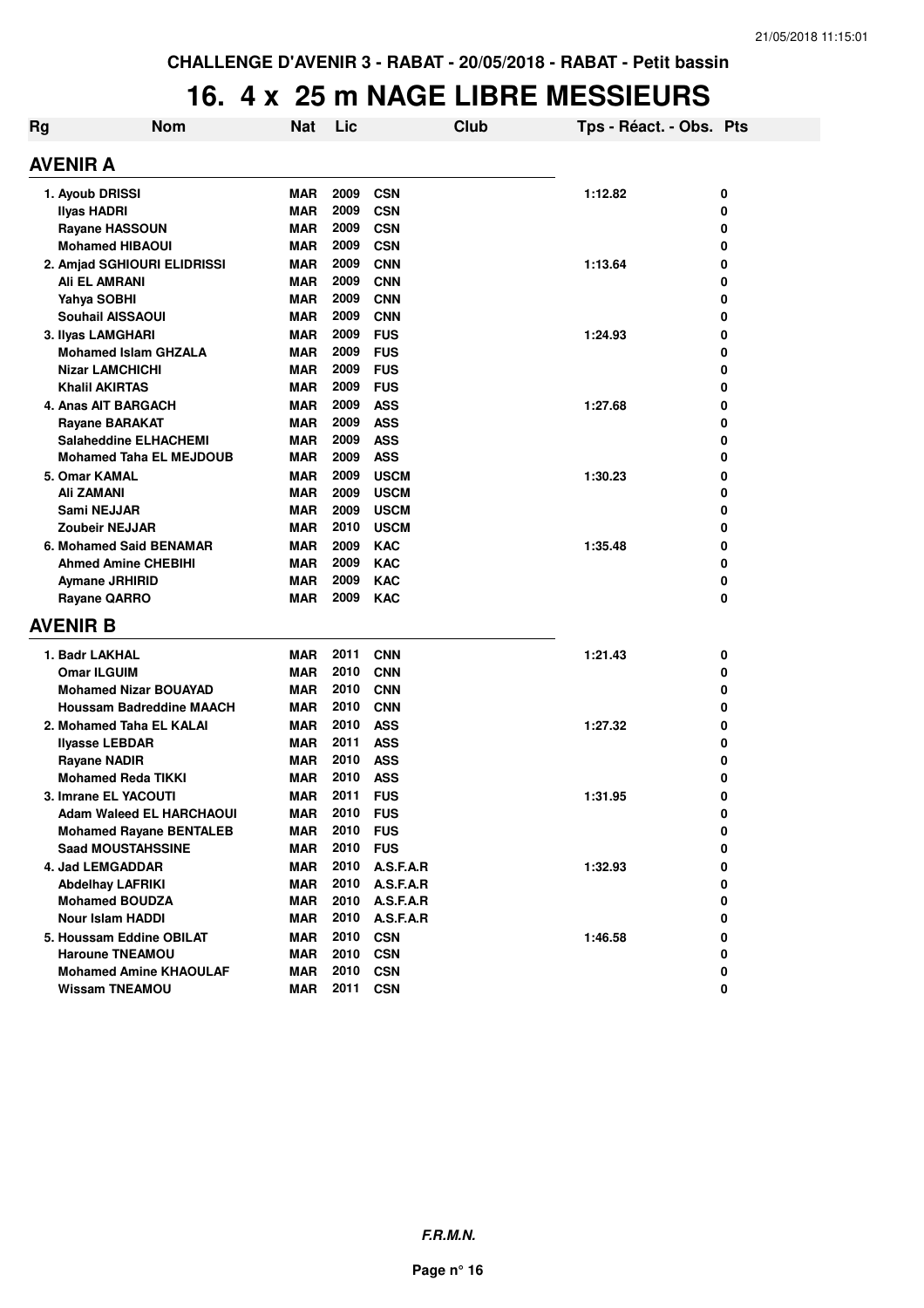CHALLENGE D'AVENIR 3 - RABAT - 20/05/2018 - RABAT - Petit bassin

# 16. 4 x 25 m NAGE LIBRE MESSIEURS

| Rg | Nom | Nat | Lic | Club | Tps - Réact. - Obs. | Pts |
|---|---|---|---|---|---|---|
| **AVENIR A** | | | | | | |
| 1. | Ayoub DRISSI | MAR | 2009 | CSN | 1:12.82 | 0 |
| | Ilyas HADRI | MAR | 2009 | CSN | | 0 |
| | Rayane HASSOUN | MAR | 2009 | CSN | | 0 |
| | Mohamed HIBAOUI | MAR | 2009 | CSN | | 0 |
| 2. | Amjad SGHIOURI ELIDRISSI | MAR | 2009 | CNN | 1:13.64 | 0 |
| | Ali EL AMRANI | MAR | 2009 | CNN | | 0 |
| | Yahya SOBHI | MAR | 2009 | CNN | | 0 |
| | Souhail AISSAOUI | MAR | 2009 | CNN | | 0 |
| 3. | Ilyas LAMGHARI | MAR | 2009 | FUS | 1:24.93 | 0 |
| | Mohamed Islam GHZALA | MAR | 2009 | FUS | | 0 |
| | Nizar LAMCHICHI | MAR | 2009 | FUS | | 0 |
| | Khalil AKIRTAS | MAR | 2009 | FUS | | 0 |
| 4. | Anas AIT BARGACH | MAR | 2009 | ASS | 1:27.68 | 0 |
| | Rayane BARAKAT | MAR | 2009 | ASS | | 0 |
| | Salaheddine ELHACHEMI | MAR | 2009 | ASS | | 0 |
| | Mohamed Taha EL MEJDOUB | MAR | 2009 | ASS | | 0 |
| 5. | Omar KAMAL | MAR | 2009 | USCM | 1:30.23 | 0 |
| | Ali ZAMANI | MAR | 2009 | USCM | | 0 |
| | Sami NEJJAR | MAR | 2009 | USCM | | 0 |
| | Zoubeir NEJJAR | MAR | 2010 | USCM | | 0 |
| 6. | Mohamed Said BENAMAR | MAR | 2009 | KAC | 1:35.48 | 0 |
| | Ahmed Amine CHEBIHI | MAR | 2009 | KAC | | 0 |
| | Aymane JRHIRID | MAR | 2009 | KAC | | 0 |
| | Rayane QARRO | MAR | 2009 | KAC | | 0 |
| **AVENIR B** | | | | | | |
| 1. | Badr LAKHAL | MAR | 2011 | CNN | 1:21.43 | 0 |
| | Omar ILGUIM | MAR | 2010 | CNN | | 0 |
| | Mohamed Nizar BOUAYAD | MAR | 2010 | CNN | | 0 |
| | Houssam Badreddine MAACH | MAR | 2010 | CNN | | 0 |
| 2. | Mohamed Taha EL KALAI | MAR | 2010 | ASS | 1:27.32 | 0 |
| | Ilyasse LEBDAR | MAR | 2011 | ASS | | 0 |
| | Rayane NADIR | MAR | 2010 | ASS | | 0 |
| | Mohamed Reda TIKKI | MAR | 2010 | ASS | | 0 |
| 3. | Imrane EL YACOUTI | MAR | 2011 | FUS | 1:31.95 | 0 |
| | Adam Waleed EL HARCHAOUI | MAR | 2010 | FUS | | 0 |
| | Mohamed Rayane BENTALEB | MAR | 2010 | FUS | | 0 |
| | Saad MOUSTAHSSINE | MAR | 2010 | FUS | | 0 |
| 4. | Jad LEMGADDAR | MAR | 2010 | A.S.F.A.R | 1:32.93 | 0 |
| | Abdelhay LAFRIKI | MAR | 2010 | A.S.F.A.R | | 0 |
| | Mohamed BOUDZA | MAR | 2010 | A.S.F.A.R | | 0 |
| | Nour Islam HADDI | MAR | 2010 | A.S.F.A.R | | 0 |
| 5. | Houssam Eddine OBILAT | MAR | 2010 | CSN | 1:46.58 | 0 |
| | Haroune TNEAMOU | MAR | 2010 | CSN | | 0 |
| | Mohamed Amine KHAOULAF | MAR | 2010 | CSN | | 0 |
| | Wissam TNEAMOU | MAR | 2011 | CSN | | 0 |

*F.R.M.N.*